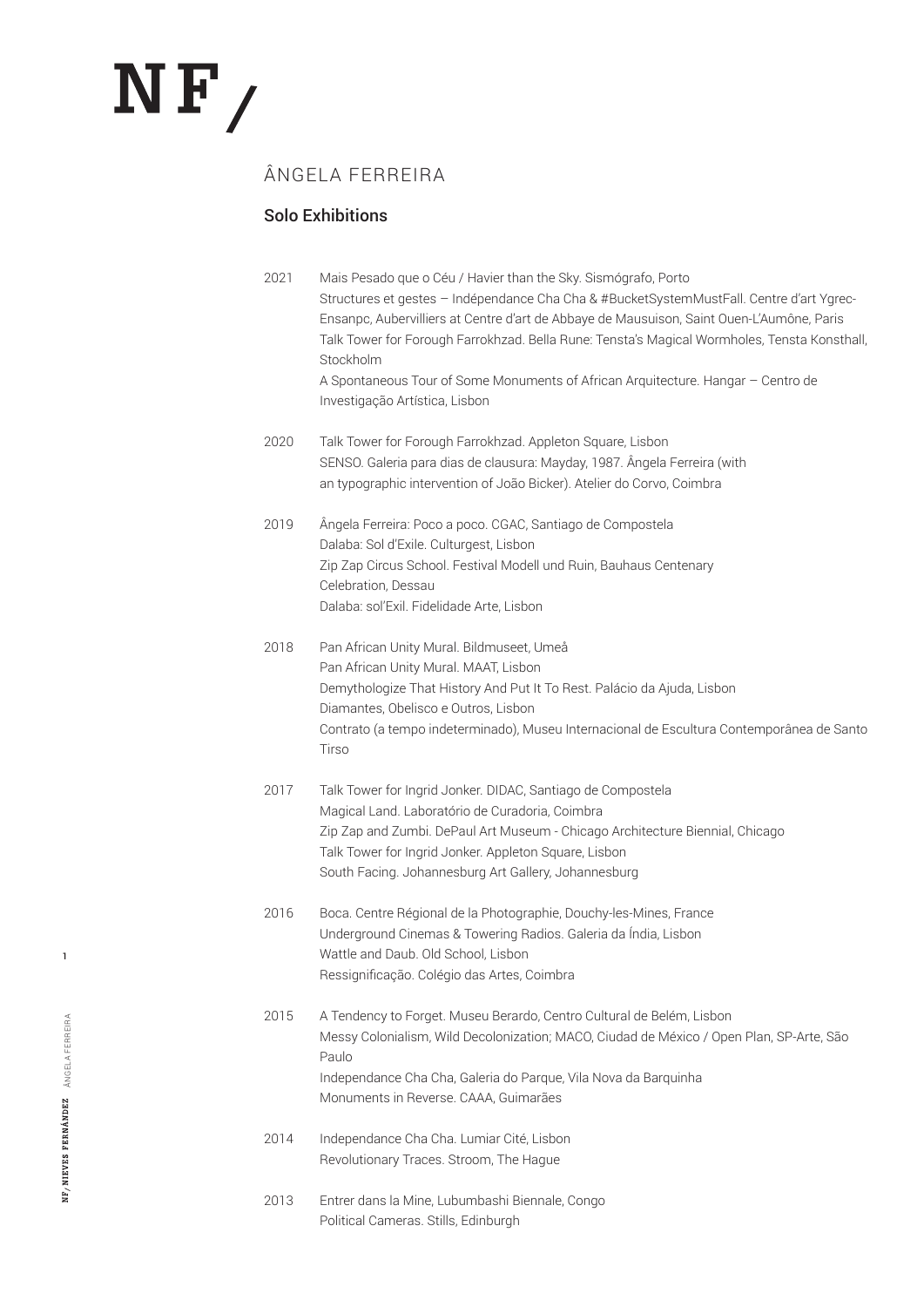# NF/

## ÂNGELA FERREIRA

### Solo Exhibitions

2021
Mais Pesado que o Céu / Havier than the Sky. Sismógrafo, Porto
Structures et gestes – Indépendance Cha Cha & #BucketSystemMustFall. Centre d'art Ygrec-Ensanpc, Aubervilliers at Centre d'art de Abbaye de Mausuison, Saint Ouen-L'Aumône, Paris
Talk Tower for Forough Farrokhzad. Bella Rune: Tensta's Magical Wormholes, Tensta Konsthall, Stockholm
A Spontaneous Tour of Some Monuments of African Arquitecture. Hangar – Centro de Investigação Artística, Lisbon

2020
Talk Tower for Forough Farrokhzad. Appleton Square, Lisbon
SENSO. Galeria para dias de clausura: Mayday, 1987. Ângela Ferreira (with an typographic intervention of João Bicker). Atelier do Corvo, Coimbra

2019
Ângela Ferreira: Poco a poco. CGAC, Santiago de Compostela
Dalaba: Sol d'Exile. Culturgest, Lisbon
Zip Zap Circus School. Festival Modell und Ruin, Bauhaus Centenary Celebration, Dessau
Dalaba: sol'Exil. Fidelidade Arte, Lisbon

2018
Pan African Unity Mural. Bildmuseet, Umeå
Pan African Unity Mural. MAAT, Lisbon
Demythologize That History And Put It To Rest. Palácio da Ajuda, Lisbon
Diamantes, Obelisco e Outros, Lisbon
Contrato (a tempo indeterminado), Museu Internacional de Escultura Contemporânea de Santo Tirso

2017
Talk Tower for Ingrid Jonker. DIDAC, Santiago de Compostela
Magical Land. Laboratório de Curadoria, Coimbra
Zip Zap and Zumbi. DePaul Art Museum - Chicago Architecture Biennial, Chicago
Talk Tower for Ingrid Jonker. Appleton Square, Lisbon
South Facing. Johannesburg Art Gallery, Johannesburg

2016
Boca. Centre Régional de la Photographie, Douchy-les-Mines, France
Underground Cinemas & Towering Radios. Galeria da Índia, Lisbon
Wattle and Daub. Old School, Lisbon
Ressignificação. Colégio das Artes, Coimbra

2015
A Tendency to Forget. Museu Berardo, Centro Cultural de Belém, Lisbon
Messy Colonialism, Wild Decolonization; MACO, Ciudad de México / Open Plan, SP-Arte, São Paulo
Independance Cha Cha, Galeria do Parque, Vila Nova da Barquinha
Monuments in Reverse. CAAA, Guimarães

2014
Independance Cha Cha. Lumiar Cité, Lisbon
Revolutionary Traces. Stroom, The Hague

2013
Entrer dans la Mine, Lubumbashi Biennale, Congo
Political Cameras. Stills, Edinburgh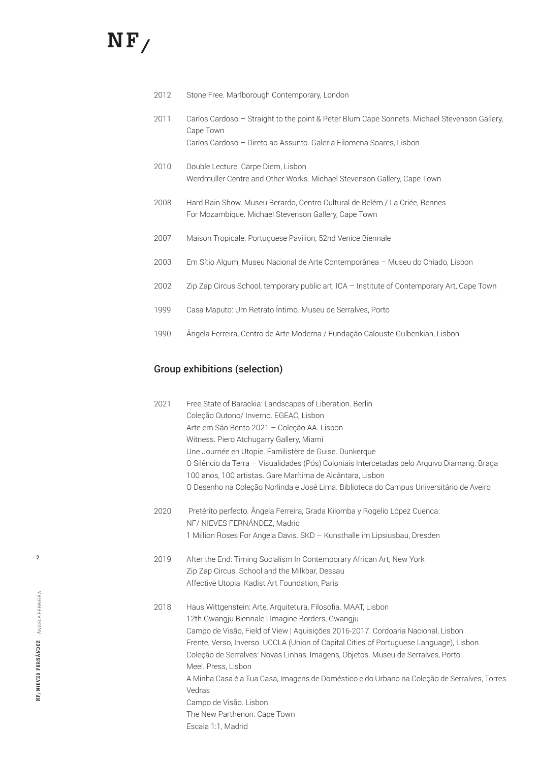2012 Stone Free. Marlborough Contemporary, London

2011 Carlos Cardoso – Straight to the point & Peter Blum Cape Sonnets. Michael Stevenson Gallery, Cape Town
Carlos Cardoso – Direto ao Assunto. Galeria Filomena Soares, Lisbon

2010 Double Lecture. Carpe Diem, Lisbon
Werdmuller Centre and Other Works. Michael Stevenson Gallery, Cape Town

2008 Hard Rain Show. Museu Berardo, Centro Cultural de Belém / La Criée, Rennes
For Mozambique. Michael Stevenson Gallery, Cape Town

2007 Maison Tropicale. Portuguese Pavilion, 52nd Venice Biennale

2003 Em Sítio Algum, Museu Nacional de Arte Contemporânea – Museu do Chiado, Lisbon

2002 Zip Zap Circus School, temporary public art, ICA – Institute of Contemporary Art, Cape Town

1999 Casa Maputo: Um Retrato Íntimo. Museu de Serralves, Porto

1990 Ângela Ferreira, Centro de Arte Moderna / Fundação Calouste Gulbenkian, Lisbon

## Group exhibitions (selection)

2021 Free State of Barackia: Landscapes of Liberation. Berlin
Coleção Outono/ Inverno. EGEAC, Lisbon
Arte em São Bento 2021 – Coleção AA. Lisbon
Witness. Piero Atchugarry Gallery, Miami
Une Journée en Utopie. Familistère de Guise. Dunkerque
O Silêncio da Terra – Visualidades (Pós) Coloniais Intercetadas pelo Arquivo Diamang. Braga
100 anos, 100 artistas. Gare Marítima de Alcântara, Lisbon
O Desenho na Coleção Norlinda e José Lima. Biblioteca do Campus Universitário de Aveiro

2020 Pretérito perfecto. Ângela Ferreira, Grada Kilomba y Rogelio López Cuenca. NF/ NIEVES FERNÁNDEZ, Madrid
1 Million Roses For Angela Davis. SKD – Kunsthalle im Lipsiusbau, Dresden

2019 After the End: Timing Socialism In Contemporary African Art, New York
Zip Zap Circus. School and the Milkbar, Dessau
Affective Utopia. Kadist Art Foundation, Paris

2018 Haus Wittgenstein: Arte, Arquitetura, Filosofia. MAAT, Lisbon
12th Gwangju Biennale | Imagine Borders, Gwangju
Campo de Visão, Field of View | Aquisições 2016-2017. Cordoaria Nacional, Lisbon
Frente, Verso, Inverso. UCCLA (Union of Capital Cities of Portuguese Language), Lisbon
Coleção de Serralves: Novas Linhas, Imagens, Objetos. Museu de Serralves, Porto
Meel. Press, Lisbon
A Minha Casa é a Tua Casa, Imagens de Doméstico e do Urbano na Coleção de Serralves, Torres Vedras
Campo de Visão. Lisbon
The New Parthenon. Cape Town
Escala 1:1, Madrid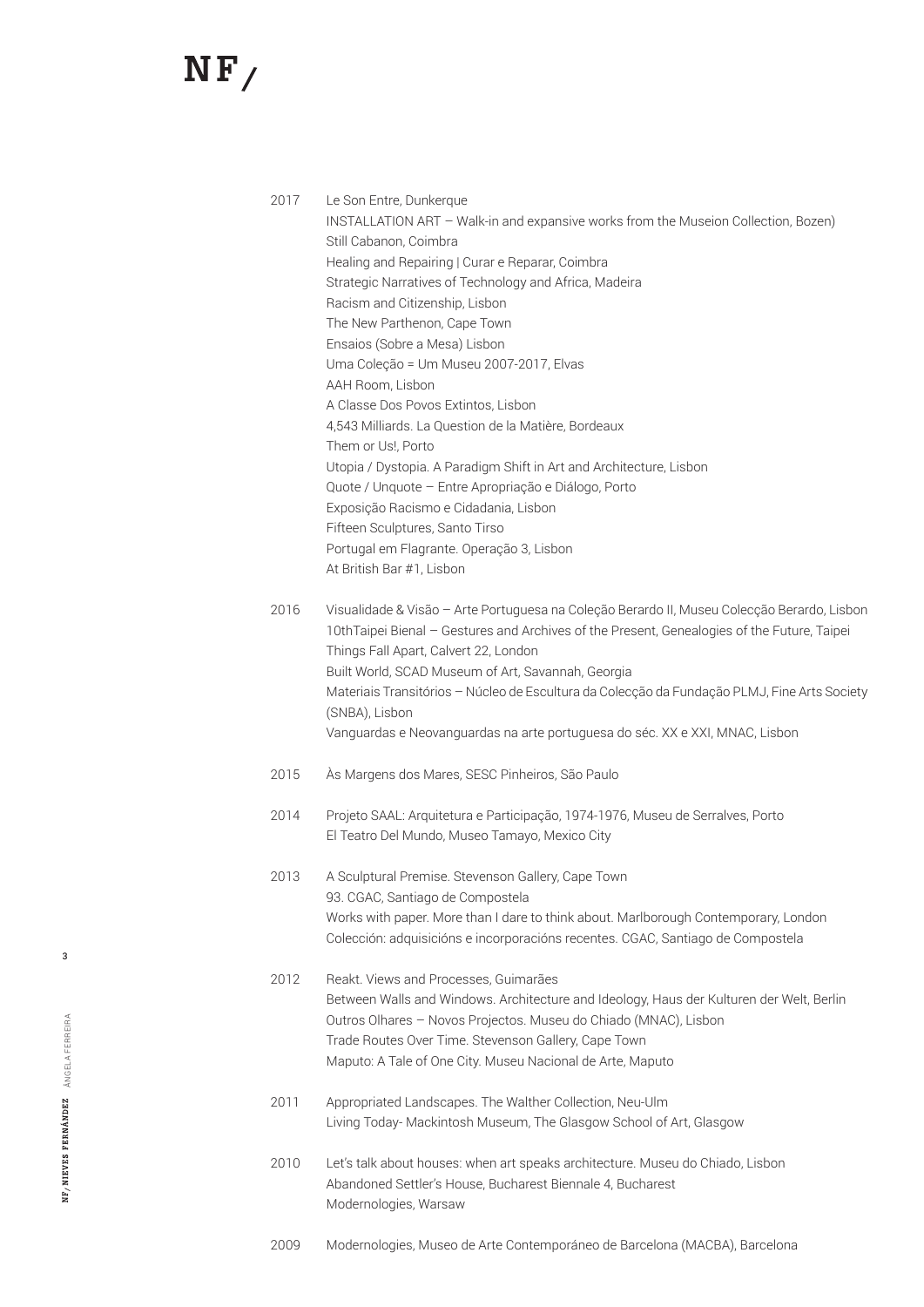2017

Le Son Entre, Dunkerque
INSTALLATION ART – Walk-in and expansive works from the Museion Collection, Bozen)
Still Cabanon, Coimbra
Healing and Repairing | Curar e Reparar, Coimbra
Strategic Narratives of Technology and Africa, Madeira
Racism and Citizenship, Lisbon
The New Parthenon, Cape Town
Ensaios (Sobre a Mesa) Lisbon
Uma Coleção = Um Museu 2007-2017, Elvas
AAH Room, Lisbon
A Classe Dos Povos Extintos, Lisbon
4,543 Milliards. La Question de la Matière, Bordeaux
Them or Us!, Porto
Utopia / Dystopia. A Paradigm Shift in Art and Architecture, Lisbon
Quote / Unquote – Entre Apropriação e Diálogo, Porto
Exposição Racismo e Cidadania, Lisbon
Fifteen Sculptures, Santo Tirso
Portugal em Flagrante. Operação 3, Lisbon
At British Bar #1, Lisbon

2016

Visualidade & Visão – Arte Portuguesa na Coleção Berardo II, Museu Colecção Berardo, Lisbon
10thTaipei Bienal – Gestures and Archives of the Present, Genealogies of the Future, Taipei
Things Fall Apart, Calvert 22, London
Built World, SCAD Museum of Art, Savannah, Georgia
Materiais Transitórios – Núcleo de Escultura da Colecção da Fundação PLMJ, Fine Arts Society (SNBA), Lisbon
Vanguardas e Neovanguardas na arte portuguesa do séc. XX e XXI, MNAC, Lisbon

2015

Às Margens dos Mares, SESC Pinheiros, São Paulo

2014

Projeto SAAL: Arquitetura e Participação, 1974-1976, Museu de Serralves, Porto
El Teatro Del Mundo, Museo Tamayo, Mexico City

2013

A Sculptural Premise. Stevenson Gallery, Cape Town
93. CGAC, Santiago de Compostela
Works with paper. More than I dare to think about. Marlborough Contemporary, London
Colección: adquisicións e incorporacións recentes. CGAC, Santiago de Compostela

2012

Reakt. Views and Processes, Guimarães
Between Walls and Windows. Architecture and Ideology, Haus der Kulturen der Welt, Berlin
Outros Olhares – Novos Projectos. Museu do Chiado (MNAC), Lisbon
Trade Routes Over Time. Stevenson Gallery, Cape Town
Maputo: A Tale of One City. Museu Nacional de Arte, Maputo

2011

Appropriated Landscapes. The Walther Collection, Neu-Ulm
Living Today- Mackintosh Museum, The Glasgow School of Art, Glasgow

2010

Let's talk about houses: when art speaks architecture. Museu do Chiado, Lisbon
Abandoned Settler's House, Bucharest Biennale 4, Bucharest
Modernologies, Warsaw

2009

Modernologies, Museo de Arte Contemporáneo de Barcelona (MACBA), Barcelona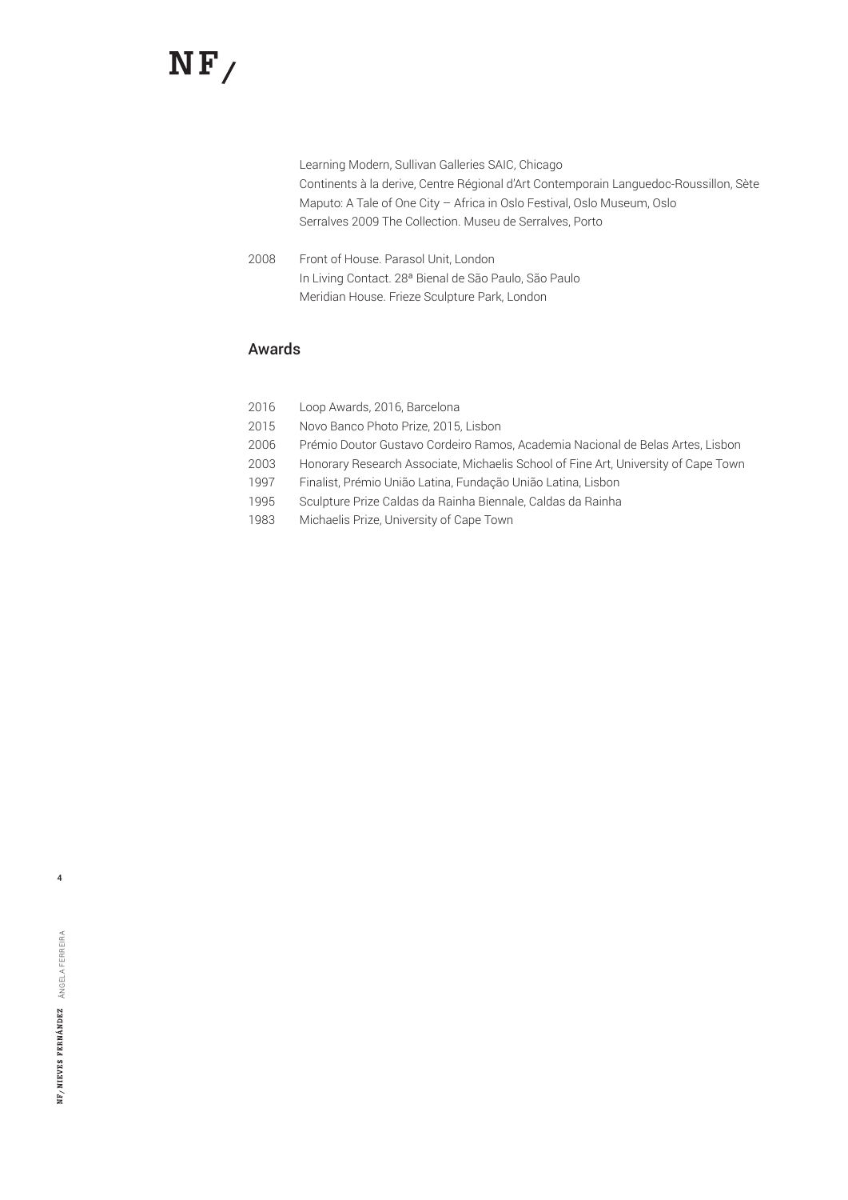Learning Modern, Sullivan Galleries SAIC, Chicago
Continents à la derive, Centre Régional d'Art Contemporain Languedoc-Roussillon, Sète
Maputo: A Tale of One City – Africa in Oslo Festival, Oslo Museum, Oslo
Serralves 2009 The Collection. Museu de Serralves, Porto

2008 Front of House. Parasol Unit, London
In Living Contact. 28ª Bienal de São Paulo, São Paulo
Meridian House. Frieze Sculpture Park, London

## Awards

2016 Loop Awards, 2016, Barcelona
2015 Novo Banco Photo Prize, 2015, Lisbon
2006 Prémio Doutor Gustavo Cordeiro Ramos, Academia Nacional de Belas Artes, Lisbon
2003 Honorary Research Associate, Michaelis School of Fine Art, University of Cape Town
1997 Finalist, Prémio União Latina, Fundação União Latina, Lisbon
1995 Sculpture Prize Caldas da Rainha Biennale, Caldas da Rainha
1983 Michaelis Prize, University of Cape Town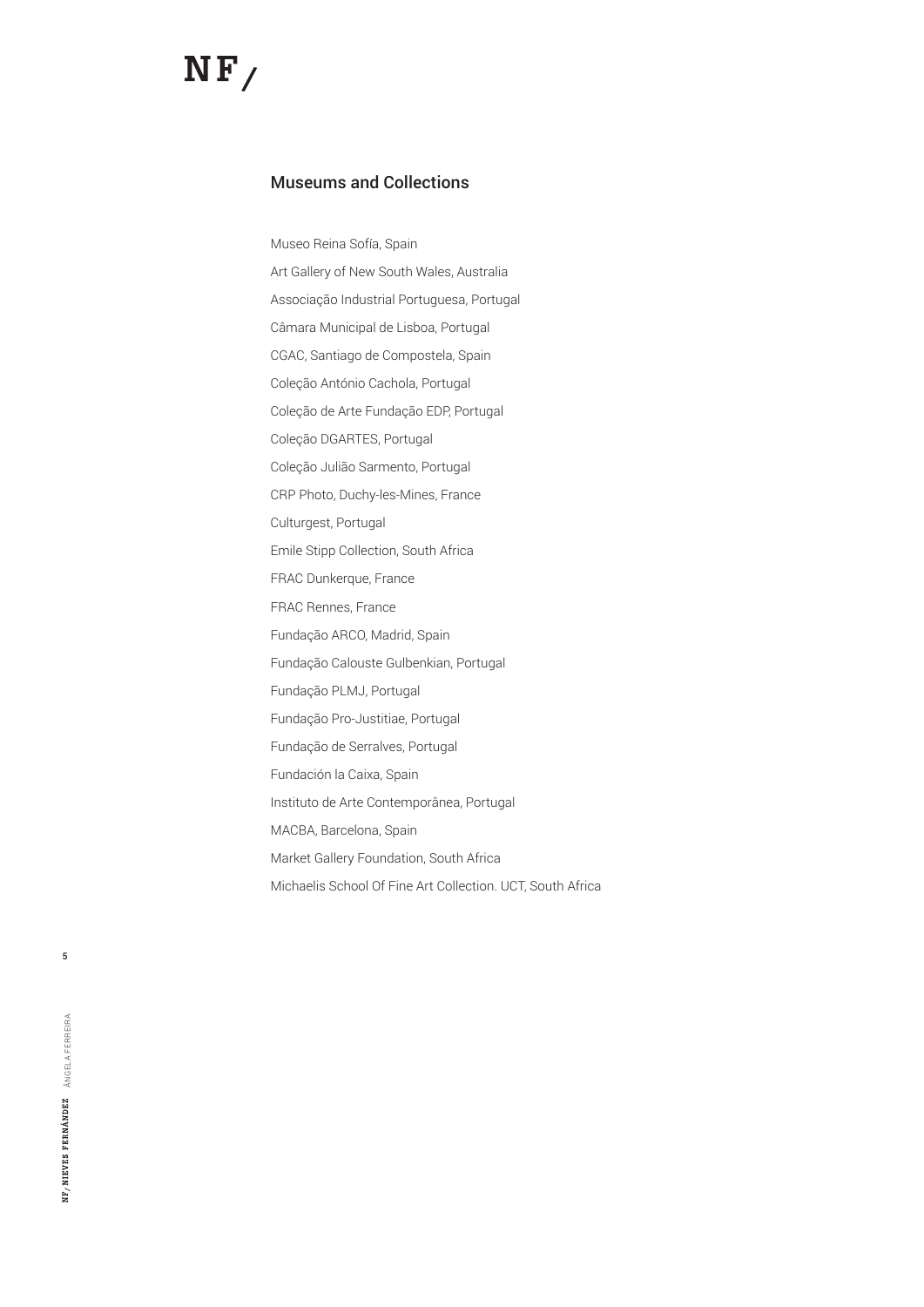## Museums and Collections

Museo Reina Sofía, Spain

Art Gallery of New South Wales, Australia

Associação Industrial Portuguesa, Portugal

Câmara Municipal de Lisboa, Portugal

CGAC, Santiago de Compostela, Spain

Coleção António Cachola, Portugal

Coleção de Arte Fundação EDP, Portugal

Coleção DGARTES, Portugal

Coleção Julião Sarmento, Portugal

CRP Photo, Duchy-les-Mines, France

Culturgest, Portugal

Emile Stipp Collection, South Africa

FRAC Dunkerque, France

FRAC Rennes, France

Fundação ARCO, Madrid, Spain

Fundação Calouste Gulbenkian, Portugal

Fundação PLMJ, Portugal

Fundação Pro-Justitiae, Portugal

Fundação de Serralves, Portugal

Fundación la Caixa, Spain

Instituto de Arte Contemporânea, Portugal

MACBA, Barcelona, Spain

Market Gallery Foundation, South Africa

Michaelis School Of Fine Art Collection. UCT, South Africa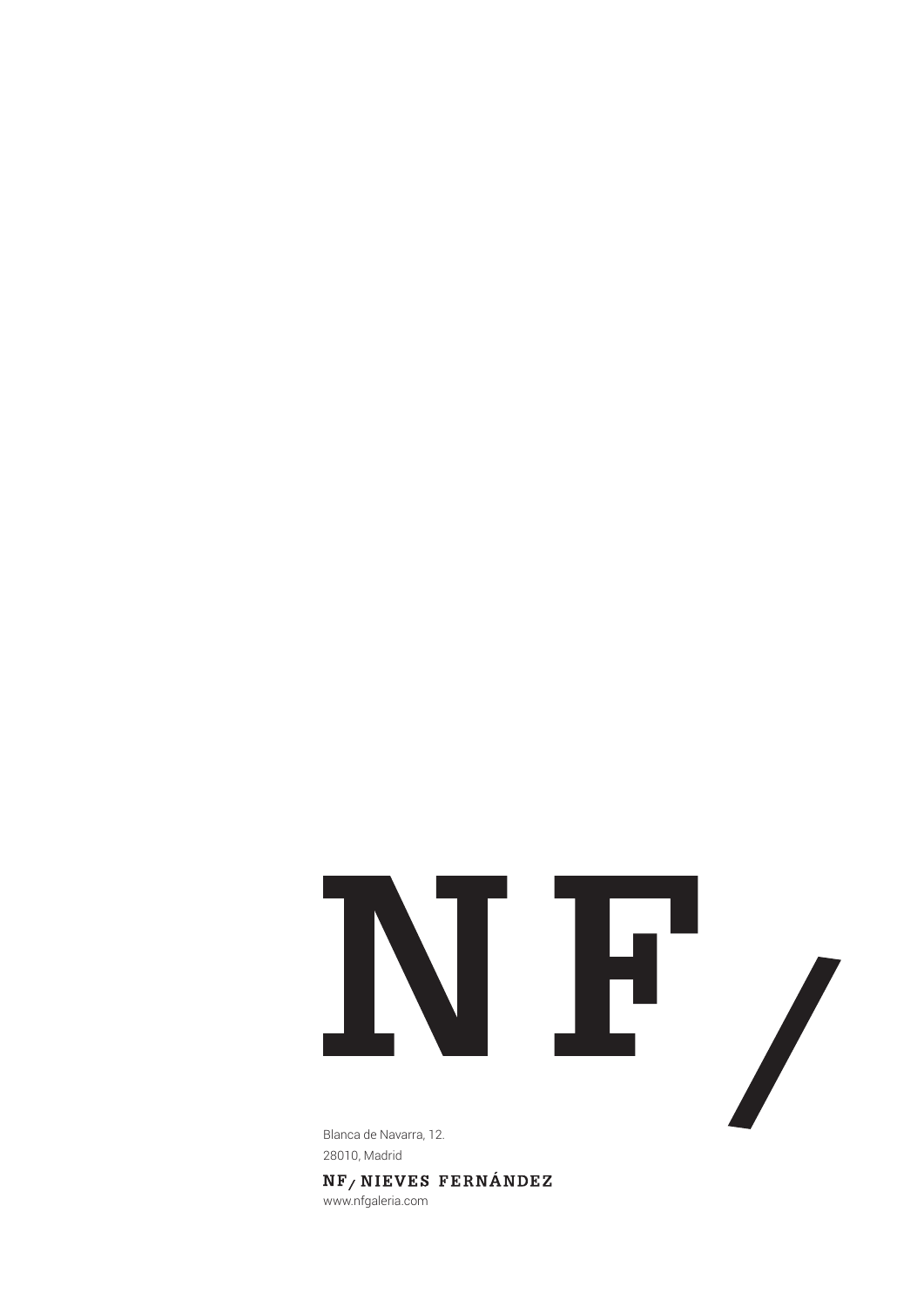NF/

Blanca de Navarra, 12.
28010, Madrid

NF/ NIEVES FERNÁNDEZ
www.nfgaleria.com